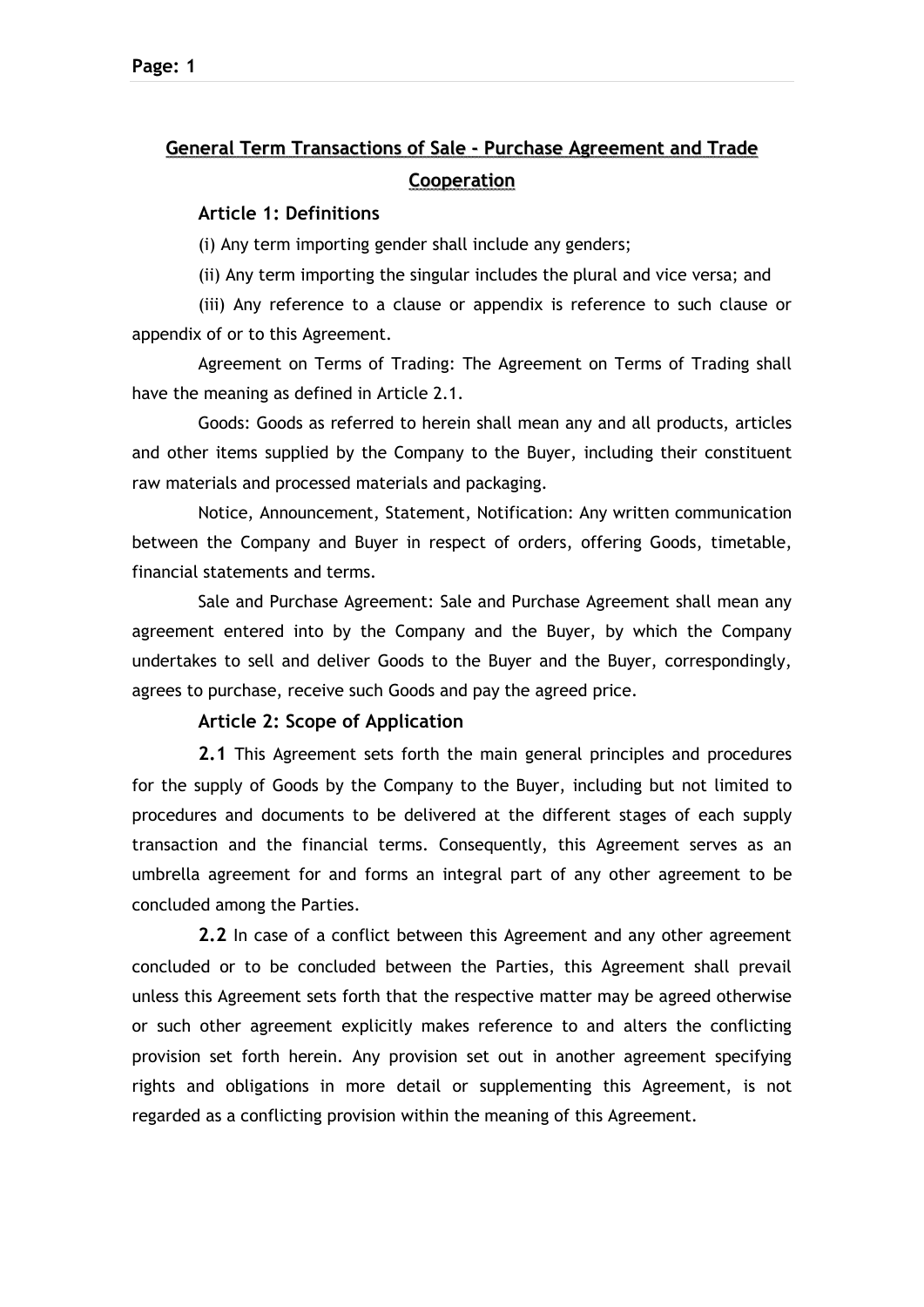# General Term Transactions of Sale - Purchase Agreement and Trade Cooperation

## Article 1: Definitions

(i) Any term importing gender shall include any genders;

(ii) Any term importing the singular includes the plural and vice versa; and

(iii) Any reference to a clause or appendix is reference to such clause or appendix of or to this Agreement.

Agreement on Terms of Trading: The Agreement on Terms of Trading shall have the meaning as defined in Article 2.1.

Goods: Goods as referred to herein shall mean any and all products, articles and other items supplied by the Company to the Buyer, including their constituent raw materials and processed materials and packaging.

Notice, Announcement, Statement, Notification: Any written communication between the Company and Buyer in respect of orders, offering Goods, timetable, financial statements and terms.

Sale and Purchase Agreement: Sale and Purchase Agreement shall mean any agreement entered into by the Company and the Buyer, by which the Company undertakes to sell and deliver Goods to the Buyer and the Buyer, correspondingly, agrees to purchase, receive such Goods and pay the agreed price.

## Article 2: Scope of Application

**2.1** This Agreement sets forth the main general principles and procedures for the supply of Goods by the Company to the Buyer, including but not limited to procedures and documents to be delivered at the different stages of each supply transaction and the financial terms. Consequently, this Agreement serves as an umbrella agreement for and forms an integral part of any other agreement to be concluded among the Parties.

**2.2** In case of a conflict between this Agreement and any other agreement concluded or to be concluded between the Parties, this Agreement shall prevail unless this Agreement sets forth that the respective matter may be agreed otherwise or such other agreement explicitly makes reference to and alters the conflicting provision set forth herein. Any provision set out in another agreement specifying rights and obligations in more detail or supplementing this Agreement, is not regarded as a conflicting provision within the meaning of this Agreement.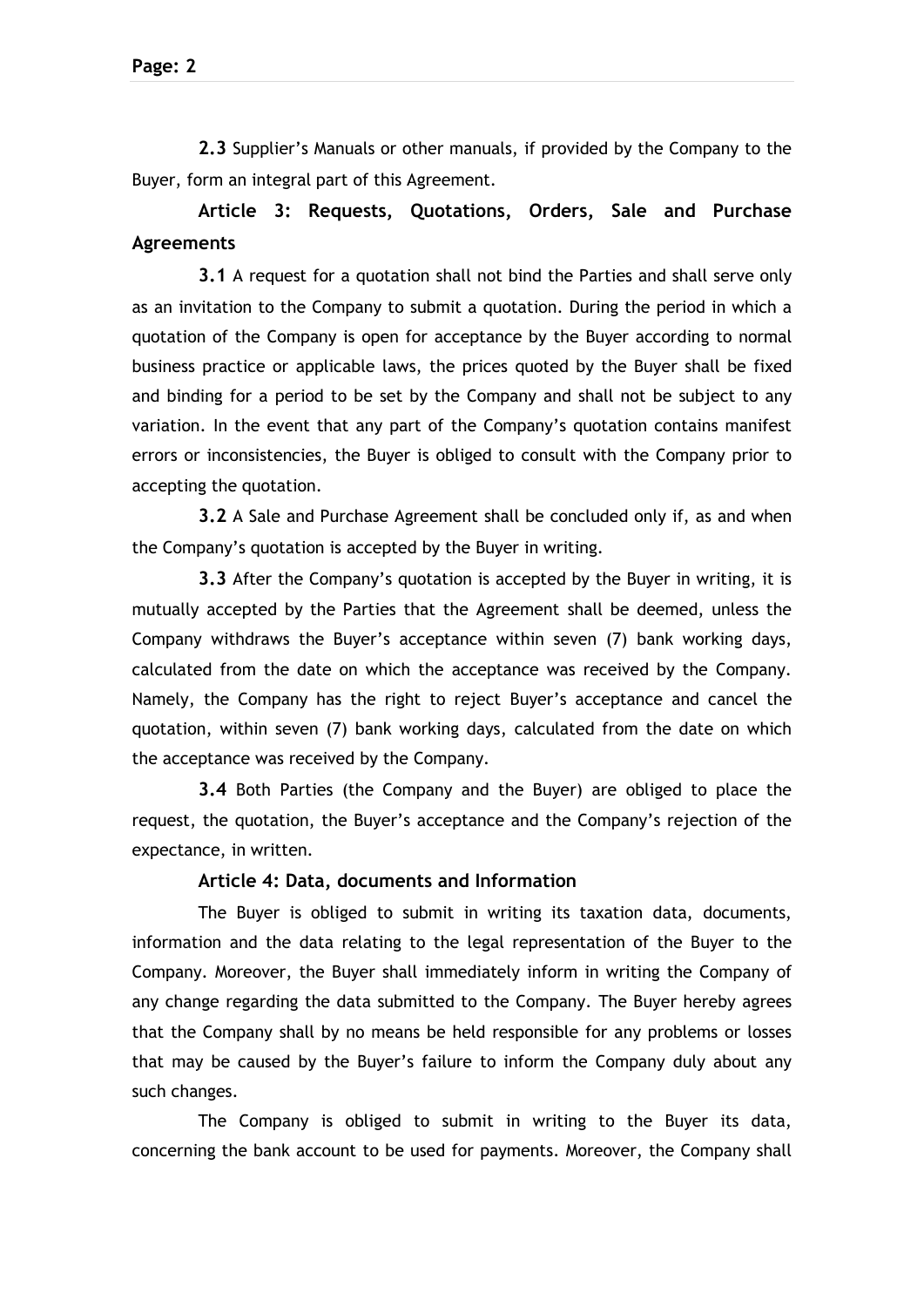**2.3** Supplier's Manuals or other manuals, if provided by the Company to the Buyer, form an integral part of this Agreement.

## Article 3: Requests, Quotations, Orders, Sale and Purchase Agreements

**3.1** A request for a quotation shall not bind the Parties and shall serve only as an invitation to the Company to submit a quotation. During the period in which a quotation of the Company is open for acceptance by the Buyer according to normal business practice or applicable laws, the prices quoted by the Buyer shall be fixed and binding for a period to be set by the Company and shall not be subject to any variation. In the event that any part of the Company's quotation contains manifest errors or inconsistencies, the Buyer is obliged to consult with the Company prior to accepting the quotation.

**3.2** A Sale and Purchase Agreement shall be concluded only if, as and when the Company's quotation is accepted by the Buyer in writing.

**3.3** After the Company's quotation is accepted by the Buyer in writing, it is mutually accepted by the Parties that the Agreement shall be deemed, unless the Company withdraws the Buyer's acceptance within seven (7) bank working days, calculated from the date on which the acceptance was received by the Company. Namely, the Company has the right to reject Buyer's acceptance and cancel the quotation, within seven (7) bank working days, calculated from the date on which the acceptance was received by the Company.

**3.4** Both Parties (the Company and the Buyer) are obliged to place the request, the quotation, the Buyer's acceptance and the Company's rejection of the expectance, in written.

## Article 4: Data, documents and Information

The Buyer is obliged to submit in writing its taxation data, documents, information and the data relating to the legal representation of the Buyer to the Company. Moreover, the Buyer shall immediately inform in writing the Company of any change regarding the data submitted to the Company. The Buyer hereby agrees that the Company shall by no means be held responsible for any problems or losses that may be caused by the Buyer's failure to inform the Company duly about any such changes.

The Company is obliged to submit in writing to the Buyer its data, concerning the bank account to be used for payments. Moreover, the Company shall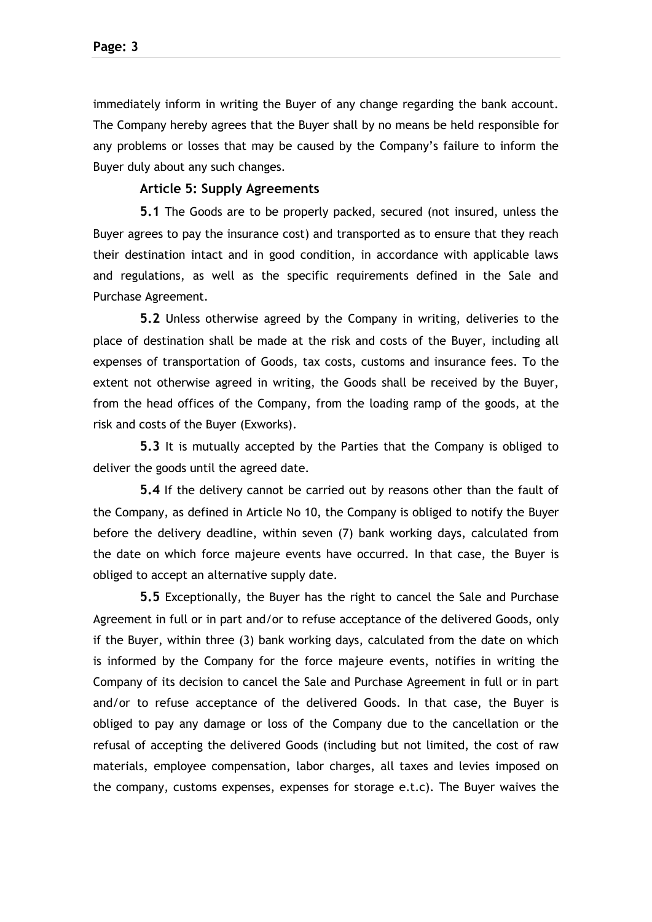immediately inform in writing the Buyer of any change regarding the bank account. The Company hereby agrees that the Buyer shall by no means be held responsible for any problems or losses that may be caused by the Company's failure to inform the Buyer duly about any such changes.

### Article 5: Supply Agreements

**5.1** The Goods are to be properly packed, secured (not insured, unless the Buyer agrees to pay the insurance cost) and transported as to ensure that they reach their destination intact and in good condition, in accordance with applicable laws and regulations, as well as the specific requirements defined in the Sale and Purchase Agreement.

**5.2** Unless otherwise agreed by the Company in writing, deliveries to the place of destination shall be made at the risk and costs of the Buyer, including all expenses of transportation of Goods, tax costs, customs and insurance fees. To the extent not otherwise agreed in writing, the Goods shall be received by the Buyer, from the head offices of the Company, from the loading ramp of the goods, at the risk and costs of the Buyer (Exworks).

**5.3** It is mutually accepted by the Parties that the Company is obliged to deliver the goods until the agreed date.

**5.4** If the delivery cannot be carried out by reasons other than the fault of the Company, as defined in Article No 10, the Company is obliged to notify the Buyer before the delivery deadline, within seven (7) bank working days, calculated from the date on which force majeure events have occurred. In that case, the Buyer is obliged to accept an alternative supply date.

**5.5** Exceptionally, the Buyer has the right to cancel the Sale and Purchase Agreement in full or in part and/or to refuse acceptance of the delivered Goods, only if the Buyer, within three (3) bank working days, calculated from the date on which is informed by the Company for the force majeure events, notifies in writing the Company of its decision to cancel the Sale and Purchase Agreement in full or in part and/or to refuse acceptance of the delivered Goods. In that case, the Buyer is obliged to pay any damage or loss of the Company due to the cancellation or the refusal of accepting the delivered Goods (including but not limited, the cost of raw materials, employee compensation, labor charges, all taxes and levies imposed on the company, customs expenses, expenses for storage e.t.c). The Buyer waives the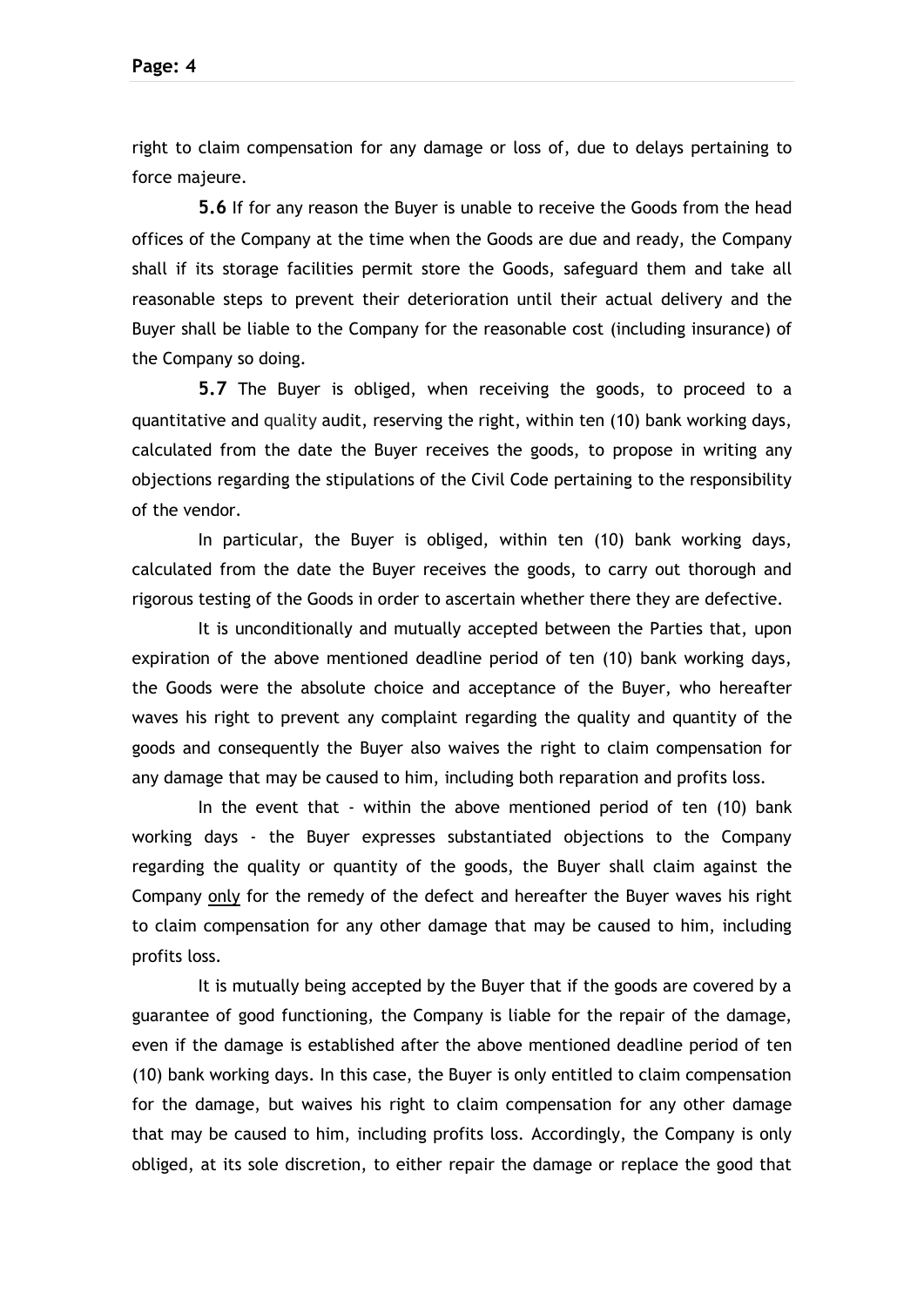right to claim compensation for any damage or loss of, due to delays pertaining to force majeure.

**5.6** If for any reason the Buyer is unable to receive the Goods from the head offices of the Company at the time when the Goods are due and ready, the Company shall if its storage facilities permit store the Goods, safeguard them and take all reasonable steps to prevent their deterioration until their actual delivery and the Buyer shall be liable to the Company for the reasonable cost (including insurance) of the Company so doing.

**5.7** The Buyer is obliged, when receiving the goods, to proceed to a quantitative and quality audit, reserving the right, within ten (10) bank working days, calculated from the date the Buyer receives the goods, to propose in writing any objections regarding the stipulations of the Civil Code pertaining to the responsibility of the vendor.

In particular, the Buyer is obliged, within ten (10) bank working days, calculated from the date the Buyer receives the goods, to carry out thorough and rigorous testing of the Goods in order to ascertain whether there they are defective.

It is unconditionally and mutually accepted between the Parties that, upon expiration of the above mentioned deadline period of ten (10) bank working days, the Goods were the absolute choice and acceptance of the Buyer, who hereafter waves his right to prevent any complaint regarding the quality and quantity of the goods and consequently the Buyer also waives the right to claim compensation for any damage that may be caused to him, including both reparation and profits loss.

In the event that - within the above mentioned period of ten (10) bank working days - the Buyer expresses substantiated objections to the Company regarding the quality or quantity of the goods, the Buyer shall claim against the Company <u>only</u> for the remedy of the defect and hereafter the Buyer waves his right to claim compensation for any other damage that may be caused to him, including profits loss.

It is mutually being accepted by the Buyer that if the goods are covered by a guarantee of good functioning, the Company is liable for the repair of the damage, even if the damage is established after the above mentioned deadline period of ten (10) bank working days. In this case, the Buyer is only entitled to claim compensation for the damage, but waives his right to claim compensation for any other damage that may be caused to him, including profits loss. Accordingly, the Company is only obliged, at its sole discretion, to either repair the damage or replace the good that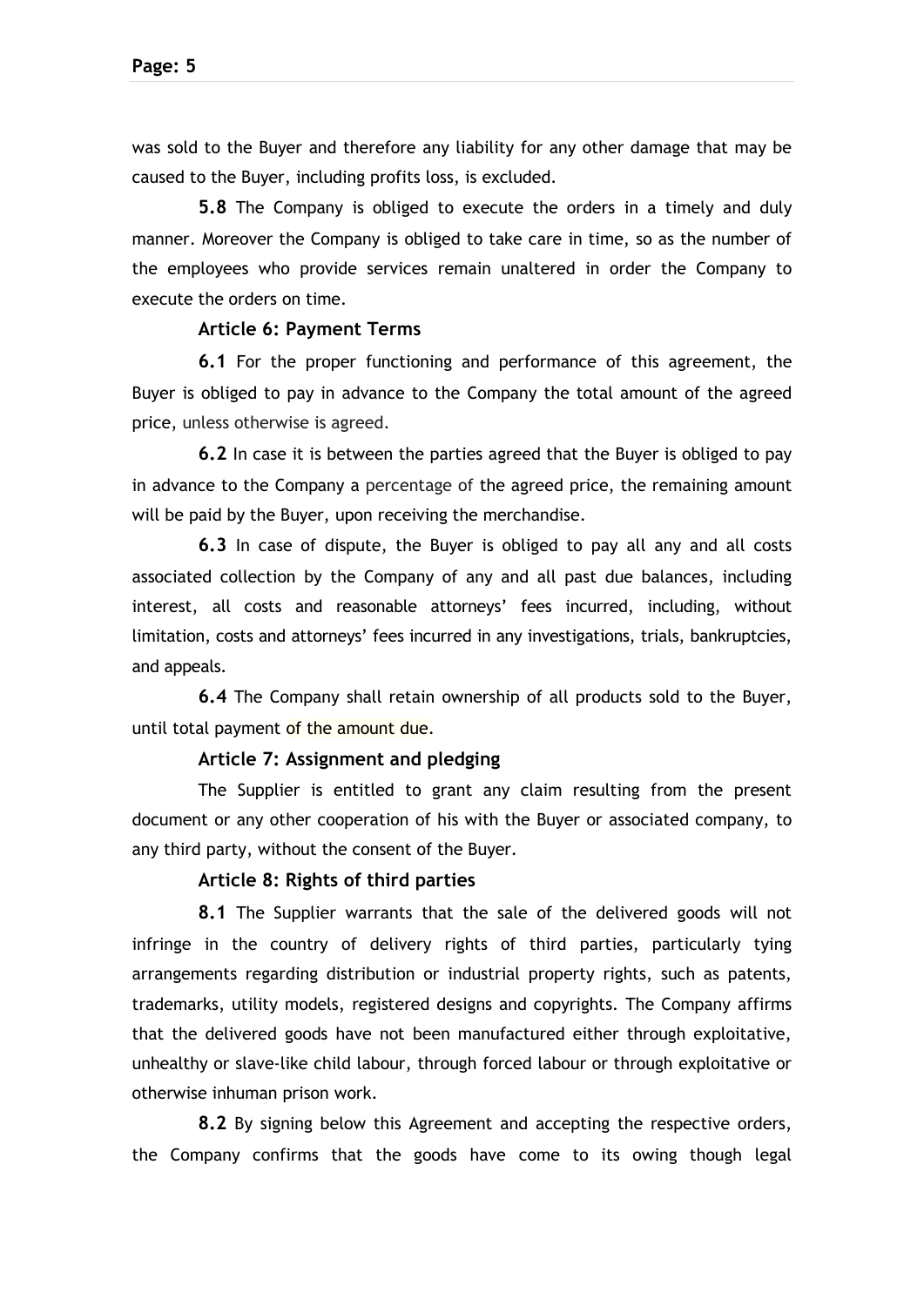was sold to the Buyer and therefore any liability for any other damage that may be caused to the Buyer, including profits loss, is excluded.

**5.8** The Company is obliged to execute the orders in a timely and duly manner. Moreover the Company is obliged to take care in time, so as the number of the employees who provide services remain unaltered in order the Company to execute the orders on time.

**Article 6: Payment Terms**

**6.1** For the proper functioning and performance of this agreement, the Buyer is obliged to pay in advance to the Company the total amount of the agreed price, unless otherwise is agreed.

**6.2** In case it is between the parties agreed that the Buyer is obliged to pay in advance to the Company a percentage of the agreed price, the remaining amount will be paid by the Buyer, upon receiving the merchandise.

**6.3** In case of dispute, the Buyer is obliged to pay all any and all costs associated collection by the Company of any and all past due balances, including interest, all costs and reasonable attorneys' fees incurred, including, without limitation, costs and attorneys' fees incurred in any investigations, trials, bankruptcies, and appeals.

**6.4** The Company shall retain ownership of all products sold to the Buyer, until total payment of the amount due.

**Article 7: Assignment and pledging**

The Supplier is entitled to grant any claim resulting from the present document or any other cooperation of his with the Buyer or associated company, to any third party, without the consent of the Buyer.

**Article 8: Rights of third parties**

**8.1** The Supplier warrants that the sale of the delivered goods will not infringe in the country of delivery rights of third parties, particularly tying arrangements regarding distribution or industrial property rights, such as patents, trademarks, utility models, registered designs and copyrights. The Company affirms that the delivered goods have not been manufactured either through exploitative, unhealthy or slave-like child labour, through forced labour or through exploitative or otherwise inhuman prison work.

**8.2** By signing below this Agreement and accepting the respective orders, the Company confirms that the goods have come to its owing though legal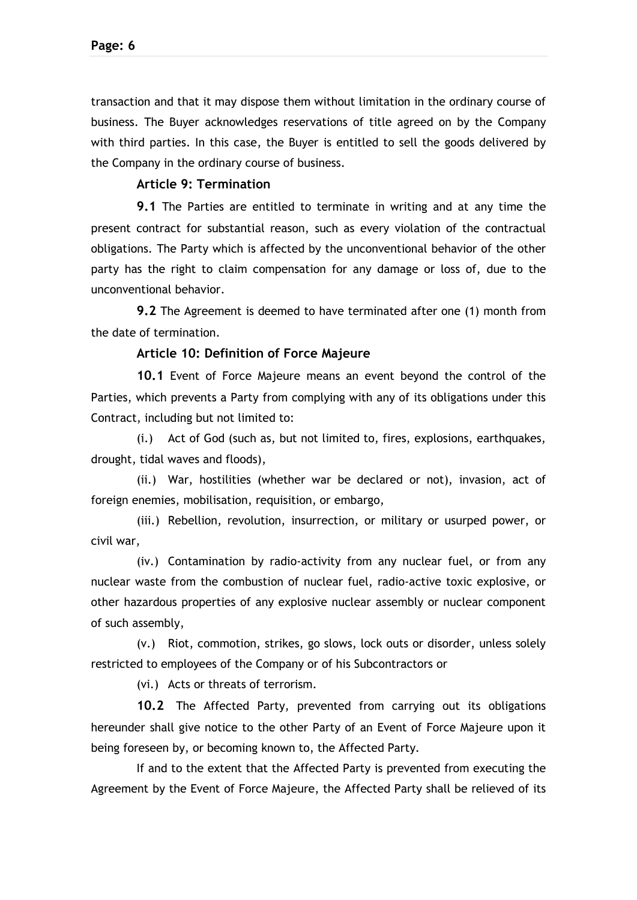transaction and that it may dispose them without limitation in the ordinary course of business. The Buyer acknowledges reservations of title agreed on by the Company with third parties. In this case, the Buyer is entitled to sell the goods delivered by the Company in the ordinary course of business.

### Article 9: Termination

**9.1** The Parties are entitled to terminate in writing and at any time the present contract for substantial reason, such as every violation of the contractual obligations. The Party which is affected by the unconventional behavior of the other party has the right to claim compensation for any damage or loss of, due to the unconventional behavior.

**9.2** The Agreement is deemed to have terminated after one (1) month from the date of termination.

### Article 10: Definition of Force Majeure

**10.1** Event of Force Majeure means an event beyond the control of the Parties, which prevents a Party from complying with any of its obligations under this Contract, including but not limited to:

(i.) Act of God (such as, but not limited to, fires, explosions, earthquakes, drought, tidal waves and floods),

(ii.) War, hostilities (whether war be declared or not), invasion, act of foreign enemies, mobilisation, requisition, or embargo,

(iii.) Rebellion, revolution, insurrection, or military or usurped power, or civil war,

(iv.) Contamination by radio-activity from any nuclear fuel, or from any nuclear waste from the combustion of nuclear fuel, radio-active toxic explosive, or other hazardous properties of any explosive nuclear assembly or nuclear component of such assembly,

(v.) Riot, commotion, strikes, go slows, lock outs or disorder, unless solely restricted to employees of the Company or of his Subcontractors or

(vi.) Acts or threats of terrorism.

**10.2** The Affected Party, prevented from carrying out its obligations hereunder shall give notice to the other Party of an Event of Force Majeure upon it being foreseen by, or becoming known to, the Affected Party.

If and to the extent that the Affected Party is prevented from executing the Agreement by the Event of Force Majeure, the Affected Party shall be relieved of its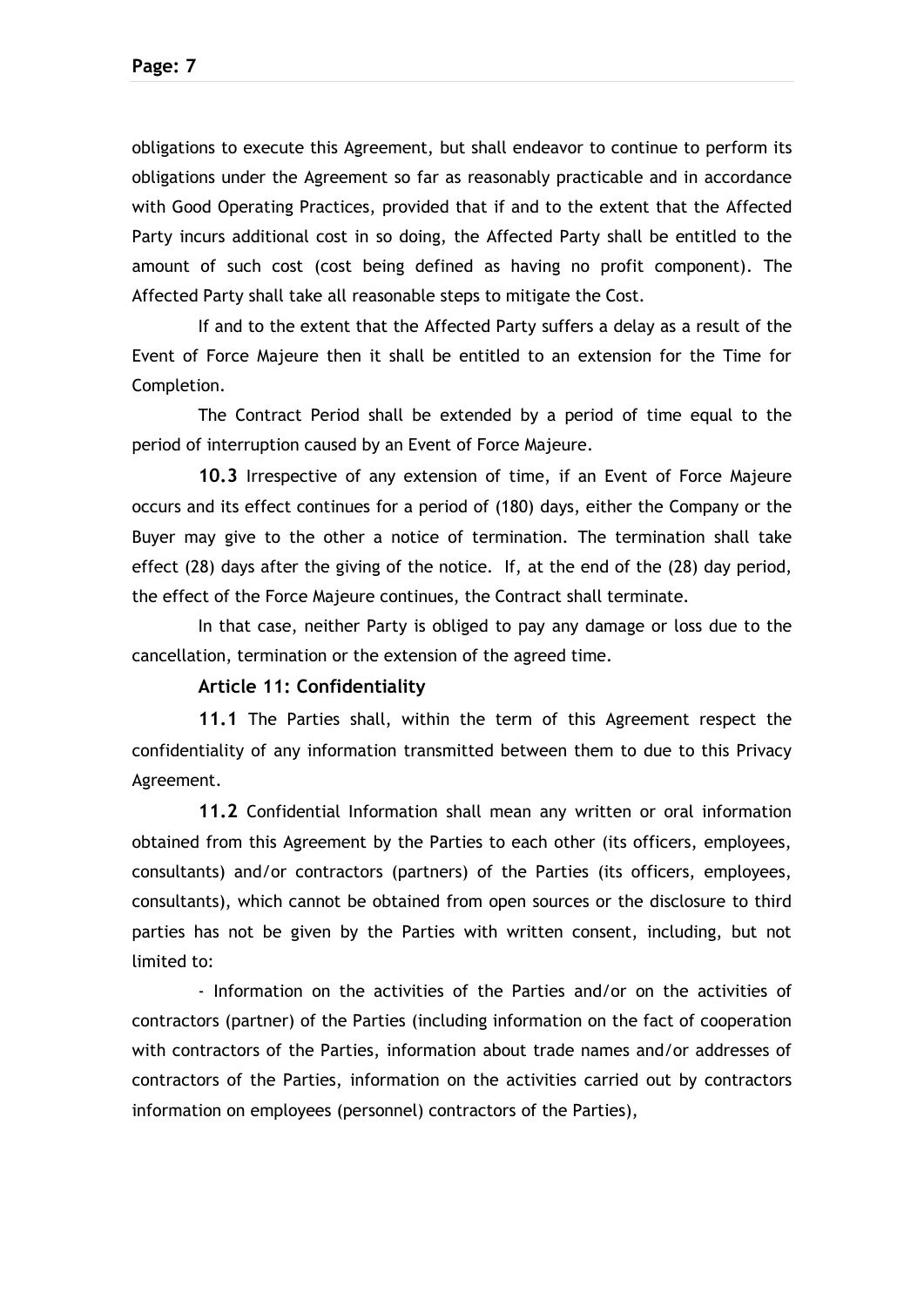obligations to execute this Agreement, but shall endeavor to continue to perform its obligations under the Agreement so far as reasonably practicable and in accordance with Good Operating Practices, provided that if and to the extent that the Affected Party incurs additional cost in so doing, the Affected Party shall be entitled to the amount of such cost (cost being defined as having no profit component). The Affected Party shall take all reasonable steps to mitigate the Cost.

If and to the extent that the Affected Party suffers a delay as a result of the Event of Force Majeure then it shall be entitled to an extension for the Time for Completion.

The Contract Period shall be extended by a period of time equal to the period of interruption caused by an Event of Force Majeure.

**10.3** Irrespective of any extension of time, if an Event of Force Majeure occurs and its effect continues for a period of (180) days, either the Company or the Buyer may give to the other a notice of termination. The termination shall take effect (28) days after the giving of the notice. If, at the end of the (28) day period, the effect of the Force Majeure continues, the Contract shall terminate.

In that case, neither Party is obliged to pay any damage or loss due to the cancellation, termination or the extension of the agreed time.

**Article 11: Confidentiality**

**11.1** The Parties shall, within the term of this Agreement respect the confidentiality of any information transmitted between them to due to this Privacy Agreement.

**11.2** Confidential Information shall mean any written or oral information obtained from this Agreement by the Parties to each other (its officers, employees, consultants) and/or contractors (partners) of the Parties (its officers, employees, consultants), which cannot be obtained from open sources or the disclosure to third parties has not be given by the Parties with written consent, including, but not limited to:

- Information on the activities of the Parties and/or on the activities of contractors (partner) of the Parties (including information on the fact of cooperation with contractors of the Parties, information about trade names and/or addresses of contractors of the Parties, information on the activities carried out by contractors information on employees (personnel) contractors of the Parties),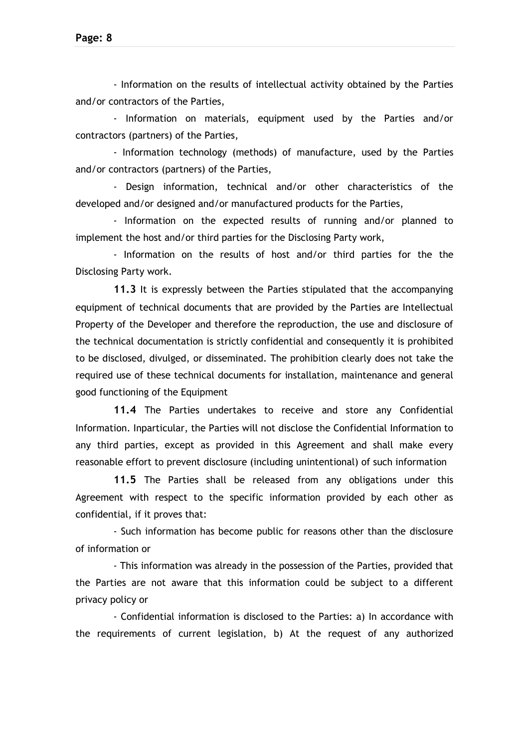- Information on the results of intellectual activity obtained by the Parties and/or contractors of the Parties,

- Information on materials, equipment used by the Parties and/or contractors (partners) of the Parties,

- Information technology (methods) of manufacture, used by the Parties and/or contractors (partners) of the Parties,

- Design information, technical and/or other characteristics of the developed and/or designed and/or manufactured products for the Parties,

- Information on the expected results of running and/or planned to implement the host and/or third parties for the Disclosing Party work,

- Information on the results of host and/or third parties for the the Disclosing Party work.

**11.3** It is expressly between the Parties stipulated that the accompanying equipment of technical documents that are provided by the Parties are Intellectual Property of the Developer and therefore the reproduction, the use and disclosure of the technical documentation is strictly confidential and consequently it is prohibited to be disclosed, divulged, or disseminated. The prohibition clearly does not take the required use of these technical documents for installation, maintenance and general good functioning of the Equipment

**11.4** The Parties undertakes to receive and store any Confidential Information. Inparticular, the Parties will not disclose the Confidential Information to any third parties, except as provided in this Agreement and shall make every reasonable effort to prevent disclosure (including unintentional) of such information

**11.5** The Parties shall be released from any obligations under this Agreement with respect to the specific information provided by each other as confidential, if it proves that:

- Such information has become public for reasons other than the disclosure of information or

- This information was already in the possession of the Parties, provided that the Parties are not aware that this information could be subject to a different privacy policy or

- Confidential information is disclosed to the Parties: a) In accordance with the requirements of current legislation, b) At the request of any authorized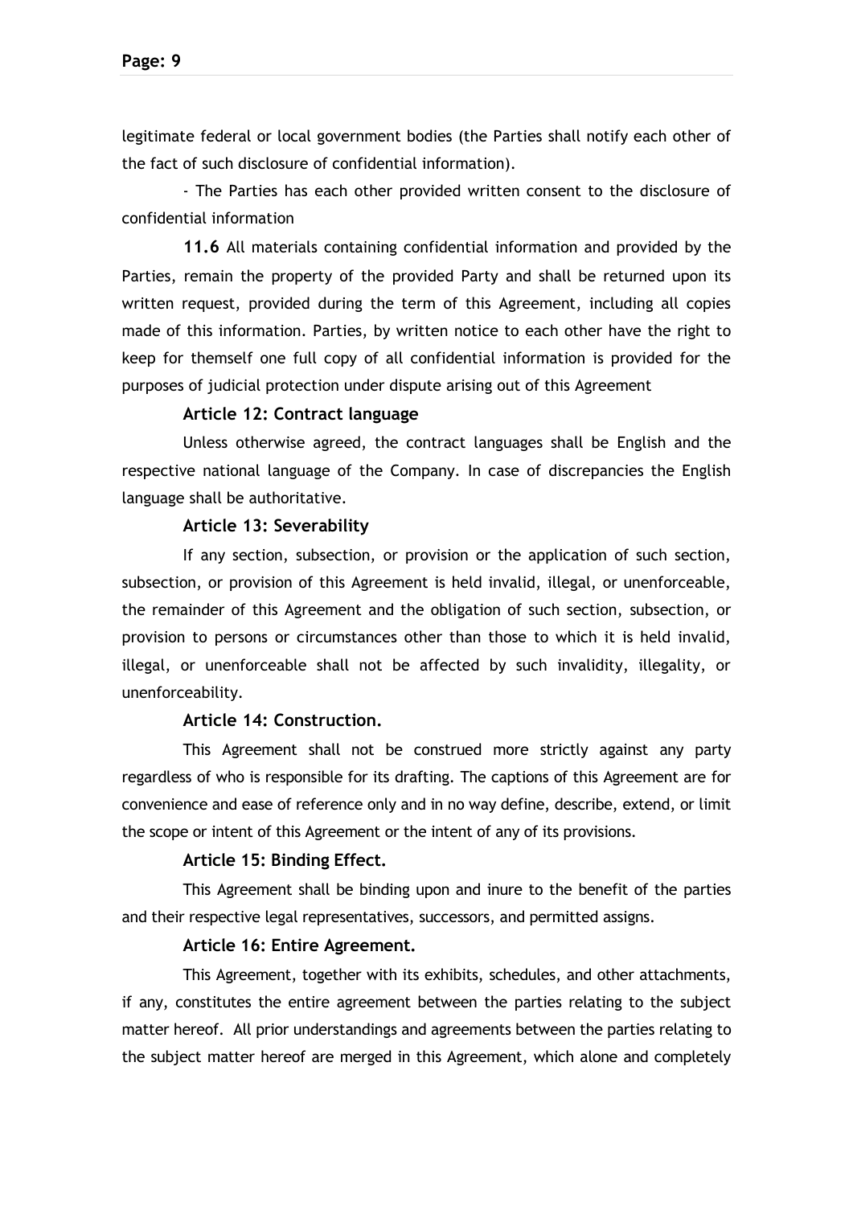legitimate federal or local government bodies (the Parties shall notify each other of the fact of such disclosure of confidential information).

- The Parties has each other provided written consent to the disclosure of confidential information

**11.6** All materials containing confidential information and provided by the Parties, remain the property of the provided Party and shall be returned upon its written request, provided during the term of this Agreement, including all copies made of this information. Parties, by written notice to each other have the right to keep for themself one full copy of all confidential information is provided for the purposes of judicial protection under dispute arising out of this Agreement

### Article 12: Contract language

Unless otherwise agreed, the contract languages shall be English and the respective national language of the Company. In case of discrepancies the English language shall be authoritative.

### Article 13: Severability

If any section, subsection, or provision or the application of such section, subsection, or provision of this Agreement is held invalid, illegal, or unenforceable, the remainder of this Agreement and the obligation of such section, subsection, or provision to persons or circumstances other than those to which it is held invalid, illegal, or unenforceable shall not be affected by such invalidity, illegality, or unenforceability.

### Article 14: Construction.

This Agreement shall not be construed more strictly against any party regardless of who is responsible for its drafting. The captions of this Agreement are for convenience and ease of reference only and in no way define, describe, extend, or limit the scope or intent of this Agreement or the intent of any of its provisions.

### Article 15: Binding Effect.

This Agreement shall be binding upon and inure to the benefit of the parties and their respective legal representatives, successors, and permitted assigns.

### Article 16: Entire Agreement.

This Agreement, together with its exhibits, schedules, and other attachments, if any, constitutes the entire agreement between the parties relating to the subject matter hereof. All prior understandings and agreements between the parties relating to the subject matter hereof are merged in this Agreement, which alone and completely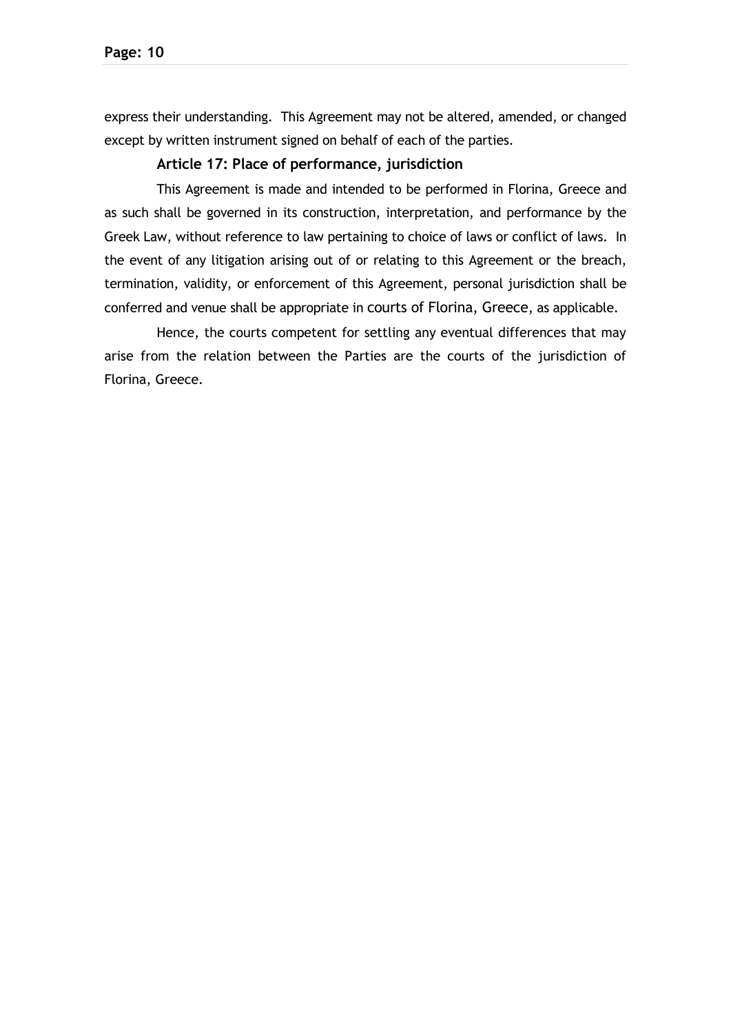express their understanding. This Agreement may not be altered, amended, or changed except by written instrument signed on behalf of each of the parties.

### Article 17: Place of performance, jurisdiction

This Agreement is made and intended to be performed in Florina, Greece and as such shall be governed in its construction, interpretation, and performance by the Greek Law, without reference to law pertaining to choice of laws or conflict of laws. In the event of any litigation arising out of or relating to this Agreement or the breach, termination, validity, or enforcement of this Agreement, personal jurisdiction shall be conferred and venue shall be appropriate in courts of Florina, Greece, as applicable.

Hence, the courts competent for settling any eventual differences that may arise from the relation between the Parties are the courts of the jurisdiction of Florina, Greece.